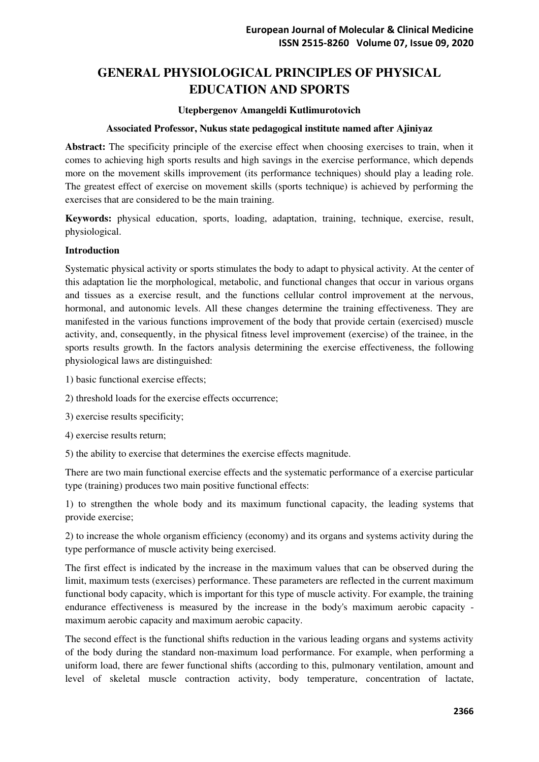# GENERAL PHYSIOLOGICAL PRINCIPLES OF PHYSICAL EDUCATION AND SPORTS

**Utepbergenov Amangeldi Kutlimurotovich**

**Associated Professor, Nukus state pedagogical institute named after Ajiniyaz**

**Abstract:** The specificity principle of the exercise effect when choosing exercises to train, when it comes to achieving high sports results and high savings in the exercise performance, which depends more on the movement skills improvement (its performance techniques) should play a leading role. The greatest effect of exercise on movement skills (sports technique) is achieved by performing the exercises that are considered to be the main training.

**Keywords:** physical education, sports, loading, adaptation, training, technique, exercise, result, physiological.

## Introduction

Systematic physical activity or sports stimulates the body to adapt to physical activity. At the center of this adaptation lie the morphological, metabolic, and functional changes that occur in various organs and tissues as a exercise result, and the functions cellular control improvement at the nervous, hormonal, and autonomic levels. All these changes determine the training effectiveness. They are manifested in the various functions improvement of the body that provide certain (exercised) muscle activity, and, consequently, in the physical fitness level improvement (exercise) of the trainee, in the sports results growth. In the factors analysis determining the exercise effectiveness, the following physiological laws are distinguished:

1) basic functional exercise effects;

2) threshold loads for the exercise effects occurrence;

3) exercise results specificity;

4) exercise results return;

5) the ability to exercise that determines the exercise effects magnitude.

There are two main functional exercise effects and the systematic performance of a exercise particular type (training) produces two main positive functional effects:

1) to strengthen the whole body and its maximum functional capacity, the leading systems that provide exercise;

2) to increase the whole organism efficiency (economy) and its organs and systems activity during the type performance of muscle activity being exercised.

The first effect is indicated by the increase in the maximum values that can be observed during the limit, maximum tests (exercises) performance. These parameters are reflected in the current maximum functional body capacity, which is important for this type of muscle activity. For example, the training endurance effectiveness is measured by the increase in the body's maximum aerobic capacity - maximum aerobic capacity and maximum aerobic capacity.

The second effect is the functional shifts reduction in the various leading organs and systems activity of the body during the standard non-maximum load performance. For example, when performing a uniform load, there are fewer functional shifts (according to this, pulmonary ventilation, amount and level of skeletal muscle contraction activity, body temperature, concentration of lactate,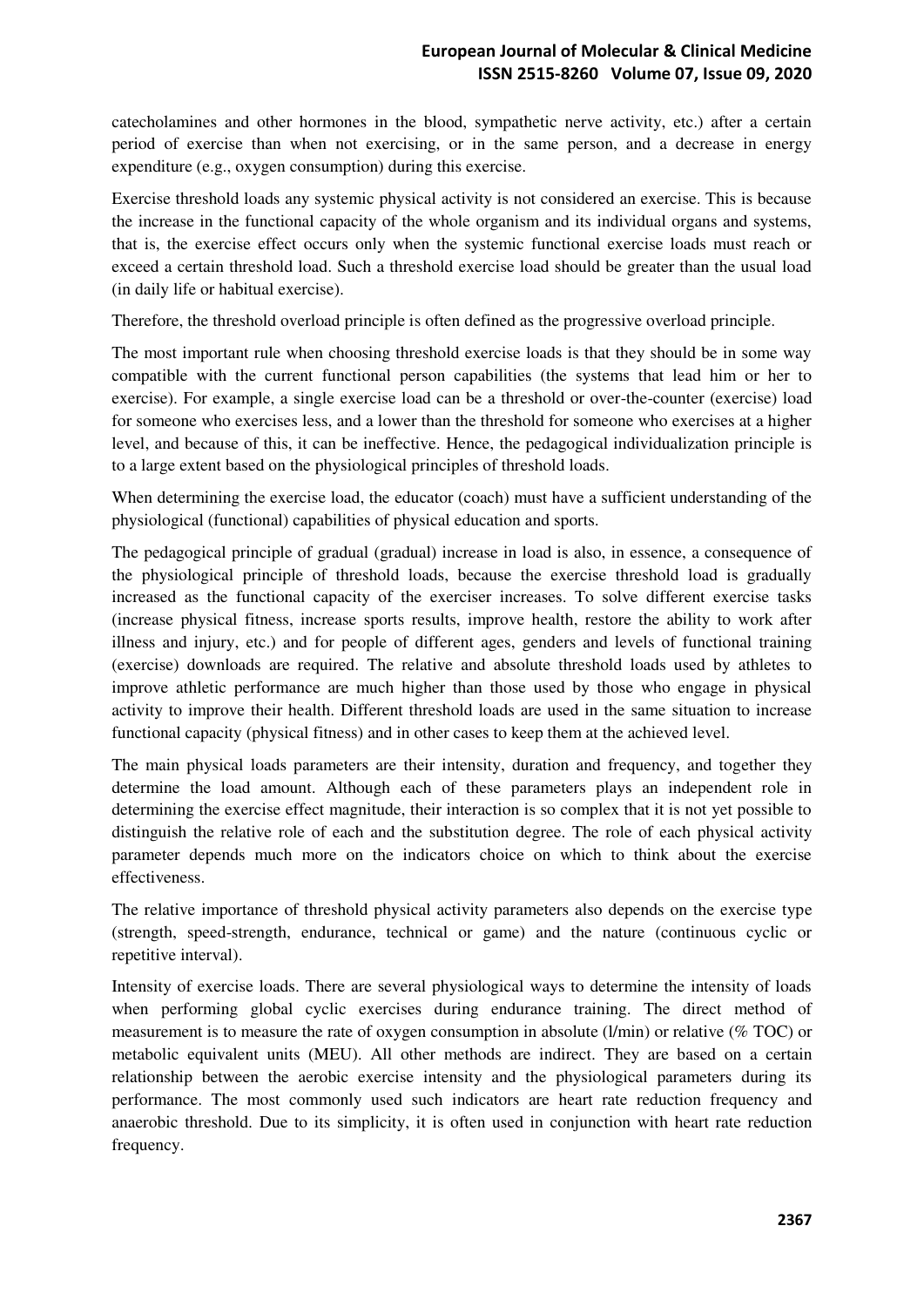catecholamines and other hormones in the blood, sympathetic nerve activity, etc.) after a certain period of exercise than when not exercising, or in the same person, and a decrease in energy expenditure (e.g., oxygen consumption) during this exercise.

Exercise threshold loads any systemic physical activity is not considered an exercise. This is because the increase in the functional capacity of the whole organism and its individual organs and systems, that is, the exercise effect occurs only when the systemic functional exercise loads must reach or exceed a certain threshold load. Such a threshold exercise load should be greater than the usual load (in daily life or habitual exercise).

Therefore, the threshold overload principle is often defined as the progressive overload principle.

The most important rule when choosing threshold exercise loads is that they should be in some way compatible with the current functional person capabilities (the systems that lead him or her to exercise). For example, a single exercise load can be a threshold or over-the-counter (exercise) load for someone who exercises less, and a lower than the threshold for someone who exercises at a higher level, and because of this, it can be ineffective. Hence, the pedagogical individualization principle is to a large extent based on the physiological principles of threshold loads.

When determining the exercise load, the educator (coach) must have a sufficient understanding of the physiological (functional) capabilities of physical education and sports.

The pedagogical principle of gradual (gradual) increase in load is also, in essence, a consequence of the physiological principle of threshold loads, because the exercise threshold load is gradually increased as the functional capacity of the exerciser increases. To solve different exercise tasks (increase physical fitness, increase sports results, improve health, restore the ability to work after illness and injury, etc.) and for people of different ages, genders and levels of functional training (exercise) downloads are required. The relative and absolute threshold loads used by athletes to improve athletic performance are much higher than those used by those who engage in physical activity to improve their health. Different threshold loads are used in the same situation to increase functional capacity (physical fitness) and in other cases to keep them at the achieved level.

The main physical loads parameters are their intensity, duration and frequency, and together they determine the load amount. Although each of these parameters plays an independent role in determining the exercise effect magnitude, their interaction is so complex that it is not yet possible to distinguish the relative role of each and the substitution degree. The role of each physical activity parameter depends much more on the indicators choice on which to think about the exercise effectiveness.

The relative importance of threshold physical activity parameters also depends on the exercise type (strength, speed-strength, endurance, technical or game) and the nature (continuous cyclic or repetitive interval).

Intensity of exercise loads. There are several physiological ways to determine the intensity of loads when performing global cyclic exercises during endurance training. The direct method of measurement is to measure the rate of oxygen consumption in absolute (l/min) or relative (% TOC) or metabolic equivalent units (MEU). All other methods are indirect. They are based on a certain relationship between the aerobic exercise intensity and the physiological parameters during its performance. The most commonly used such indicators are heart rate reduction frequency and anaerobic threshold. Due to its simplicity, it is often used in conjunction with heart rate reduction frequency.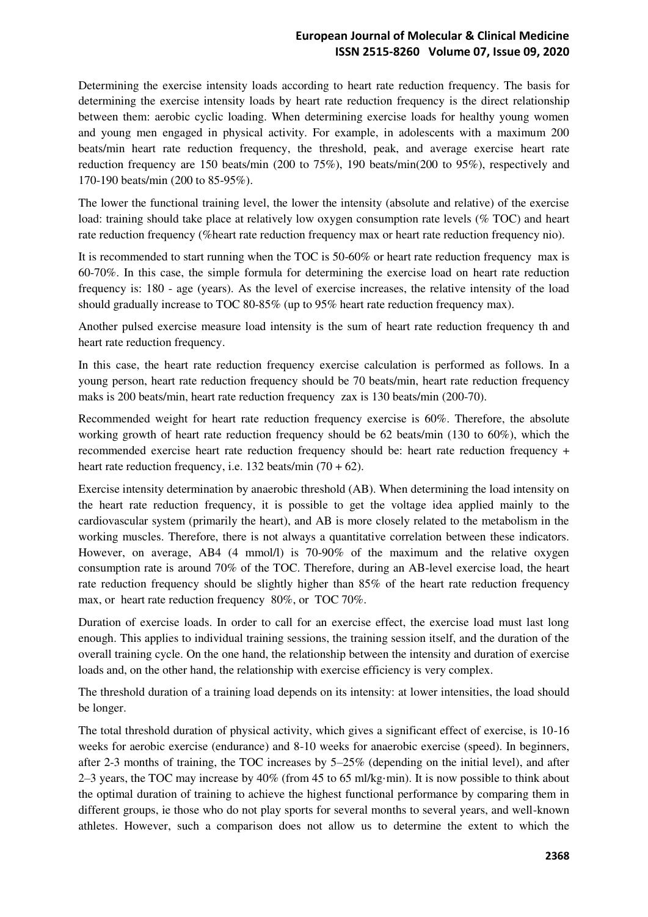Determining the exercise intensity loads according to heart rate reduction frequency. The basis for determining the exercise intensity loads by heart rate reduction frequency is the direct relationship between them: aerobic cyclic loading. When determining exercise loads for healthy young women and young men engaged in physical activity. For example, in adolescents with a maximum 200 beats/min heart rate reduction frequency, the threshold, peak, and average exercise heart rate reduction frequency are 150 beats/min (200 to 75%), 190 beats/min(200 to 95%), respectively and 170-190 beats/min (200 to 85-95%).

The lower the functional training level, the lower the intensity (absolute and relative) of the exercise load: training should take place at relatively low oxygen consumption rate levels (% TOC) and heart rate reduction frequency (%heart rate reduction frequency max or heart rate reduction frequency nio).

It is recommended to start running when the TOC is 50-60% or heart rate reduction frequency max is 60-70%. In this case, the simple formula for determining the exercise load on heart rate reduction frequency is: 180 - age (years). As the level of exercise increases, the relative intensity of the load should gradually increase to TOC 80-85% (up to 95% heart rate reduction frequency max).

Another pulsed exercise measure load intensity is the sum of heart rate reduction frequency th and heart rate reduction frequency.

In this case, the heart rate reduction frequency exercise calculation is performed as follows. In a young person, heart rate reduction frequency should be 70 beats/min, heart rate reduction frequency maks is 200 beats/min, heart rate reduction frequency zax is 130 beats/min (200-70).

Recommended weight for heart rate reduction frequency exercise is 60%. Therefore, the absolute working growth of heart rate reduction frequency should be 62 beats/min (130 to 60%), which the recommended exercise heart rate reduction frequency should be: heart rate reduction frequency + heart rate reduction frequency, i.e. 132 beats/min (70 + 62).

Exercise intensity determination by anaerobic threshold (AB). When determining the load intensity on the heart rate reduction frequency, it is possible to get the voltage idea applied mainly to the cardiovascular system (primarily the heart), and AB is more closely related to the metabolism in the working muscles. Therefore, there is not always a quantitative correlation between these indicators. However, on average, AB4 (4 mmol/l) is 70-90% of the maximum and the relative oxygen consumption rate is around 70% of the TOC. Therefore, during an AB-level exercise load, the heart rate reduction frequency should be slightly higher than 85% of the heart rate reduction frequency max, or heart rate reduction frequency 80%, or TOC 70%.

Duration of exercise loads. In order to call for an exercise effect, the exercise load must last long enough. This applies to individual training sessions, the training session itself, and the duration of the overall training cycle. On the one hand, the relationship between the intensity and duration of exercise loads and, on the other hand, the relationship with exercise efficiency is very complex.

The threshold duration of a training load depends on its intensity: at lower intensities, the load should be longer.

The total threshold duration of physical activity, which gives a significant effect of exercise, is 10-16 weeks for aerobic exercise (endurance) and 8-10 weeks for anaerobic exercise (speed). In beginners, after 2-3 months of training, the TOC increases by 5–25% (depending on the initial level), and after 2–3 years, the TOC may increase by 40% (from 45 to 65 ml/kg·min). It is now possible to think about the optimal duration of training to achieve the highest functional performance by comparing them in different groups, ie those who do not play sports for several months to several years, and well-known athletes. However, such a comparison does not allow us to determine the extent to which the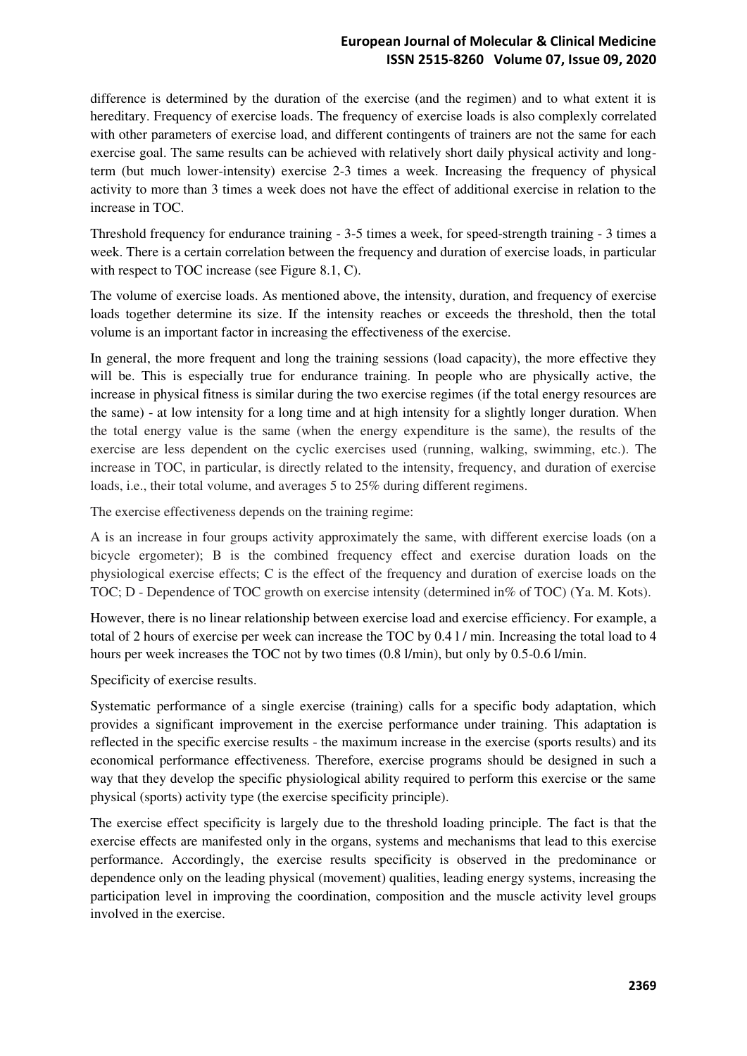difference is determined by the duration of the exercise (and the regimen) and to what extent it is hereditary. Frequency of exercise loads. The frequency of exercise loads is also complexly correlated with other parameters of exercise load, and different contingents of trainers are not the same for each exercise goal. The same results can be achieved with relatively short daily physical activity and long-term (but much lower-intensity) exercise 2-3 times a week. Increasing the frequency of physical activity to more than 3 times a week does not have the effect of additional exercise in relation to the increase in TOC.

Threshold frequency for endurance training - 3-5 times a week, for speed-strength training - 3 times a week. There is a certain correlation between the frequency and duration of exercise loads, in particular with respect to TOC increase (see Figure 8.1, C).

The volume of exercise loads. As mentioned above, the intensity, duration, and frequency of exercise loads together determine its size. If the intensity reaches or exceeds the threshold, then the total volume is an important factor in increasing the effectiveness of the exercise.

In general, the more frequent and long the training sessions (load capacity), the more effective they will be. This is especially true for endurance training. In people who are physically active, the increase in physical fitness is similar during the two exercise regimes (if the total energy resources are the same) - at low intensity for a long time and at high intensity for a slightly longer duration. When the total energy value is the same (when the energy expenditure is the same), the results of the exercise are less dependent on the cyclic exercises used (running, walking, swimming, etc.). The increase in TOC, in particular, is directly related to the intensity, frequency, and duration of exercise loads, i.e., their total volume, and averages 5 to 25% during different regimens.

The exercise effectiveness depends on the training regime:

A is an increase in four groups activity approximately the same, with different exercise loads (on a bicycle ergometer); B is the combined frequency effect and exercise duration loads on the physiological exercise effects; C is the effect of the frequency and duration of exercise loads on the TOC; D - Dependence of TOC growth on exercise intensity (determined in% of TOC) (Ya. M. Kots).

However, there is no linear relationship between exercise load and exercise efficiency. For example, a total of 2 hours of exercise per week can increase the TOC by 0.4 l / min. Increasing the total load to 4 hours per week increases the TOC not by two times (0.8 l/min), but only by 0.5-0.6 l/min.

Specificity of exercise results.

Systematic performance of a single exercise (training) calls for a specific body adaptation, which provides a significant improvement in the exercise performance under training. This adaptation is reflected in the specific exercise results - the maximum increase in the exercise (sports results) and its economical performance effectiveness. Therefore, exercise programs should be designed in such a way that they develop the specific physiological ability required to perform this exercise or the same physical (sports) activity type (the exercise specificity principle).

The exercise effect specificity is largely due to the threshold loading principle. The fact is that the exercise effects are manifested only in the organs, systems and mechanisms that lead to this exercise performance. Accordingly, the exercise results specificity is observed in the predominance or dependence only on the leading physical (movement) qualities, leading energy systems, increasing the participation level in improving the coordination, composition and the muscle activity level groups involved in the exercise.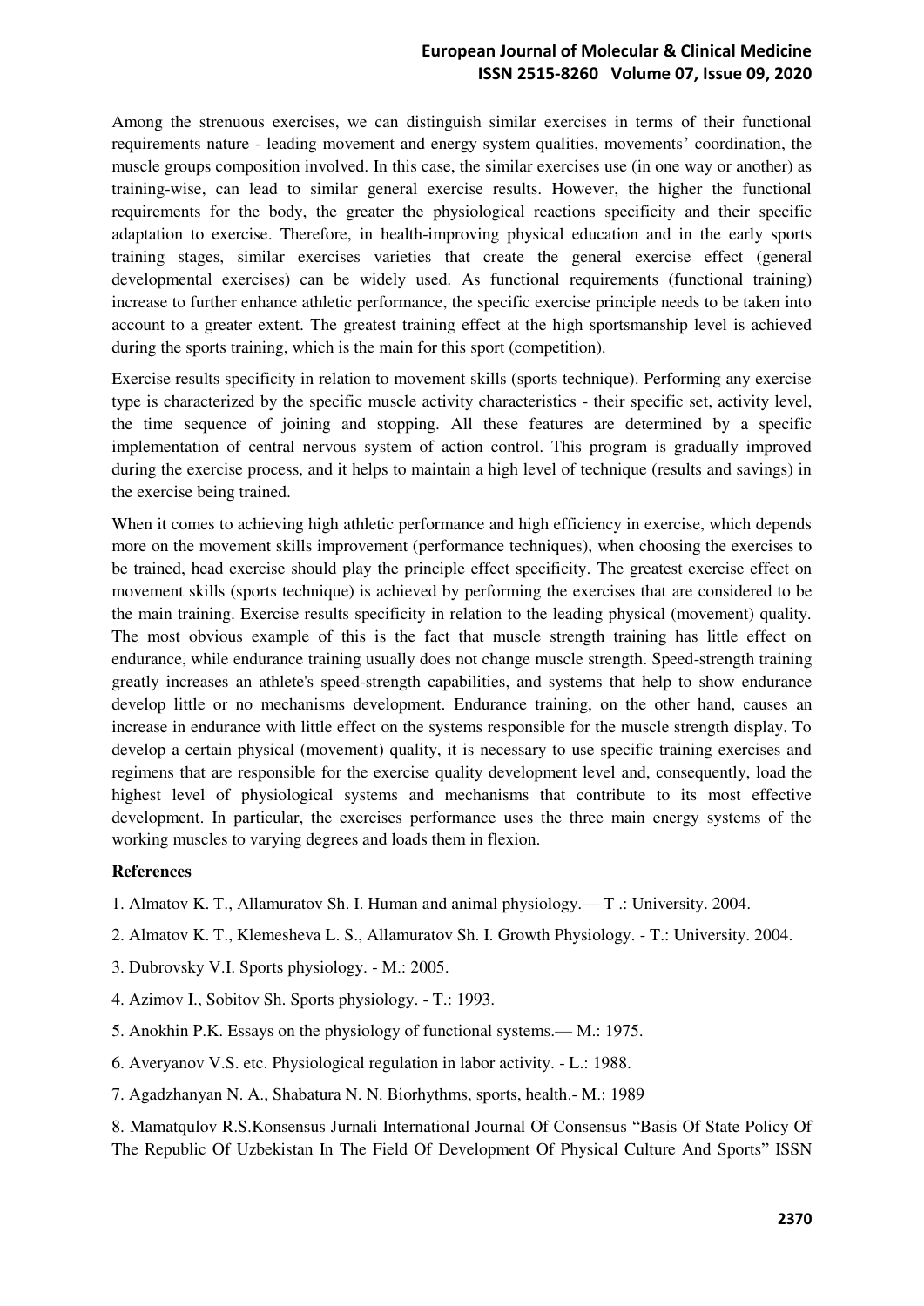Among the strenuous exercises, we can distinguish similar exercises in terms of their functional requirements nature - leading movement and energy system qualities, movements' coordination, the muscle groups composition involved. In this case, the similar exercises use (in one way or another) as training-wise, can lead to similar general exercise results. However, the higher the functional requirements for the body, the greater the physiological reactions specificity and their specific adaptation to exercise. Therefore, in health-improving physical education and in the early sports training stages, similar exercises varieties that create the general exercise effect (general developmental exercises) can be widely used. As functional requirements (functional training) increase to further enhance athletic performance, the specific exercise principle needs to be taken into account to a greater extent. The greatest training effect at the high sportsmanship level is achieved during the sports training, which is the main for this sport (competition).

Exercise results specificity in relation to movement skills (sports technique). Performing any exercise type is characterized by the specific muscle activity characteristics - their specific set, activity level, the time sequence of joining and stopping. All these features are determined by a specific implementation of central nervous system of action control. This program is gradually improved during the exercise process, and it helps to maintain a high level of technique (results and savings) in the exercise being trained.

When it comes to achieving high athletic performance and high efficiency in exercise, which depends more on the movement skills improvement (performance techniques), when choosing the exercises to be trained, head exercise should play the principle effect specificity. The greatest exercise effect on movement skills (sports technique) is achieved by performing the exercises that are considered to be the main training. Exercise results specificity in relation to the leading physical (movement) quality. The most obvious example of this is the fact that muscle strength training has little effect on endurance, while endurance training usually does not change muscle strength. Speed-strength training greatly increases an athlete's speed-strength capabilities, and systems that help to show endurance develop little or no mechanisms development. Endurance training, on the other hand, causes an increase in endurance with little effect on the systems responsible for the muscle strength display. To develop a certain physical (movement) quality, it is necessary to use specific training exercises and regimens that are responsible for the exercise quality development level and, consequently, load the highest level of physiological systems and mechanisms that contribute to its most effective development. In particular, the exercises performance uses the three main energy systems of the working muscles to varying degrees and loads them in flexion.

**References**

1. Almatov K. T., Allamuratov Sh. I. Human and animal physiology.— T .: University. 2004.

2. Almatov K. T., Klemesheva L. S., Allamuratov Sh. I. Growth Physiology. - T.: University. 2004.

3. Dubrovsky V.I. Sports physiology. - M.: 2005.

4. Azimov I., Sobitov Sh. Sports physiology. - T.: 1993.

5. Anokhin P.K. Essays on the physiology of functional systems.— M.: 1975.

6. Averyanov V.S. etc. Physiological regulation in labor activity. - L.: 1988.

7. Agadzhanyan N. A., Shabatura N. N. Biorhythms, sports, health.- M.: 1989

8. Mamatqulov R.S.Konsensus Jurnali International Journal Of Consensus "Basis Of State Policy Of The Republic Of Uzbekistan In The Field Of Development Of Physical Culture And Sports" ISSN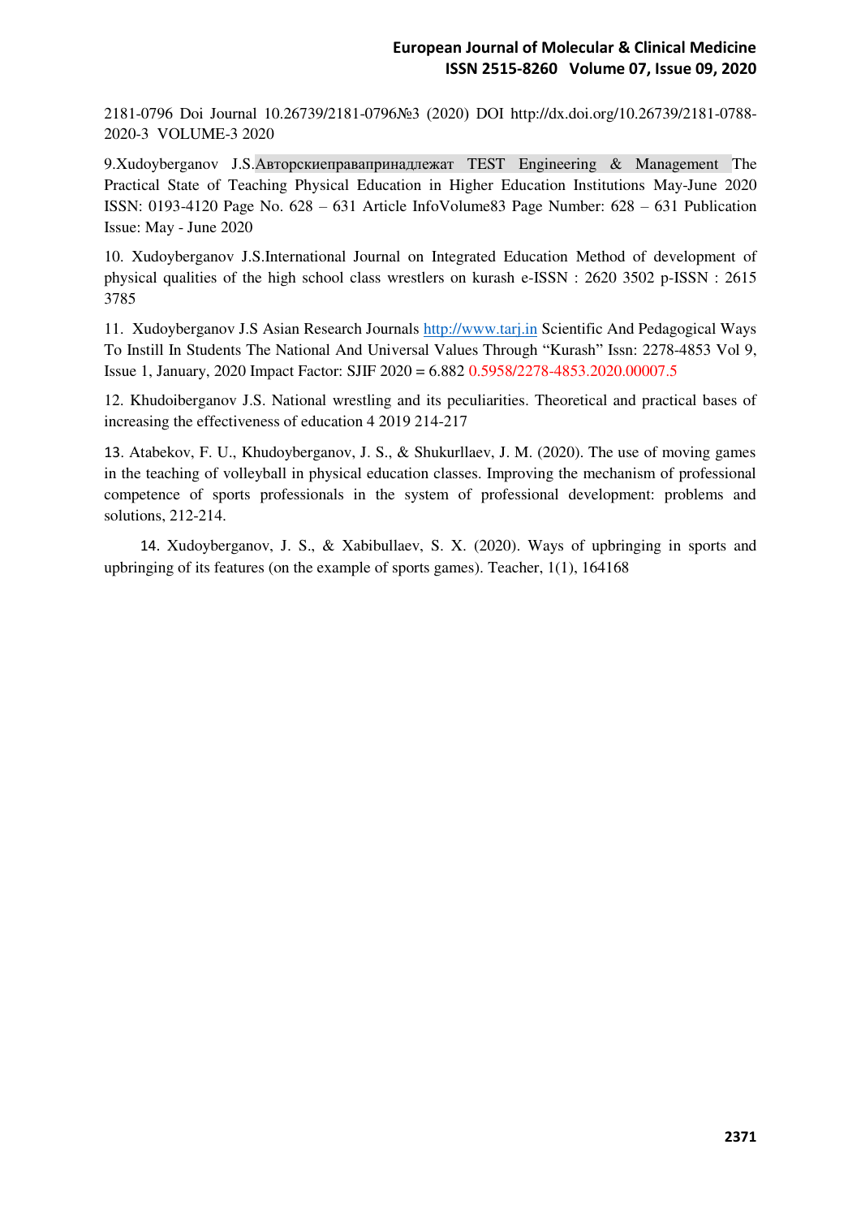2181-0796 Doi Journal 10.26739/2181-0796№3 (2020) DOI http://dx.doi.org/10.26739/2181-0788-2020-3 VOLUME-3 2020

9.Xudoyberganov J.S.Авторскиеправапринадлежат TEST Engineering & Management The Practical State of Teaching Physical Education in Higher Education Institutions May-June 2020 ISSN: 0193-4120 Page No. 628 – 631 Article InfoVolume83 Page Number: 628 – 631 Publication Issue: May - June 2020

10. Xudoyberganov J.S.International Journal on Integrated Education Method of development of physical qualities of the high school class wrestlers on kurash e-ISSN : 2620 3502 p-ISSN : 2615 3785

11. Xudoyberganov J.S Asian Research Journals http://www.tarj.in Scientific And Pedagogical Ways To Instill In Students The National And Universal Values Through "Kurash" Issn: 2278-4853 Vol 9, Issue 1, January, 2020 Impact Factor: SJIF 2020 = 6.882 0.5958/2278-4853.2020.00007.5

12. Khudoiberganov J.S. National wrestling and its peculiarities. Theoretical and practical bases of increasing the effectiveness of education 4 2019 214-217

13. Atabekov, F. U., Khudoyberganov, J. S., & Shukurllaev, J. M. (2020). The use of moving games in the teaching of volleyball in physical education classes. Improving the mechanism of professional competence of sports professionals in the system of professional development: problems and solutions, 212-214.

14. Xudoyberganov, J. S., & Xabibullaev, S. X. (2020). Ways of upbringing in sports and upbringing of its features (on the example of sports games). Teacher, 1(1), 164168